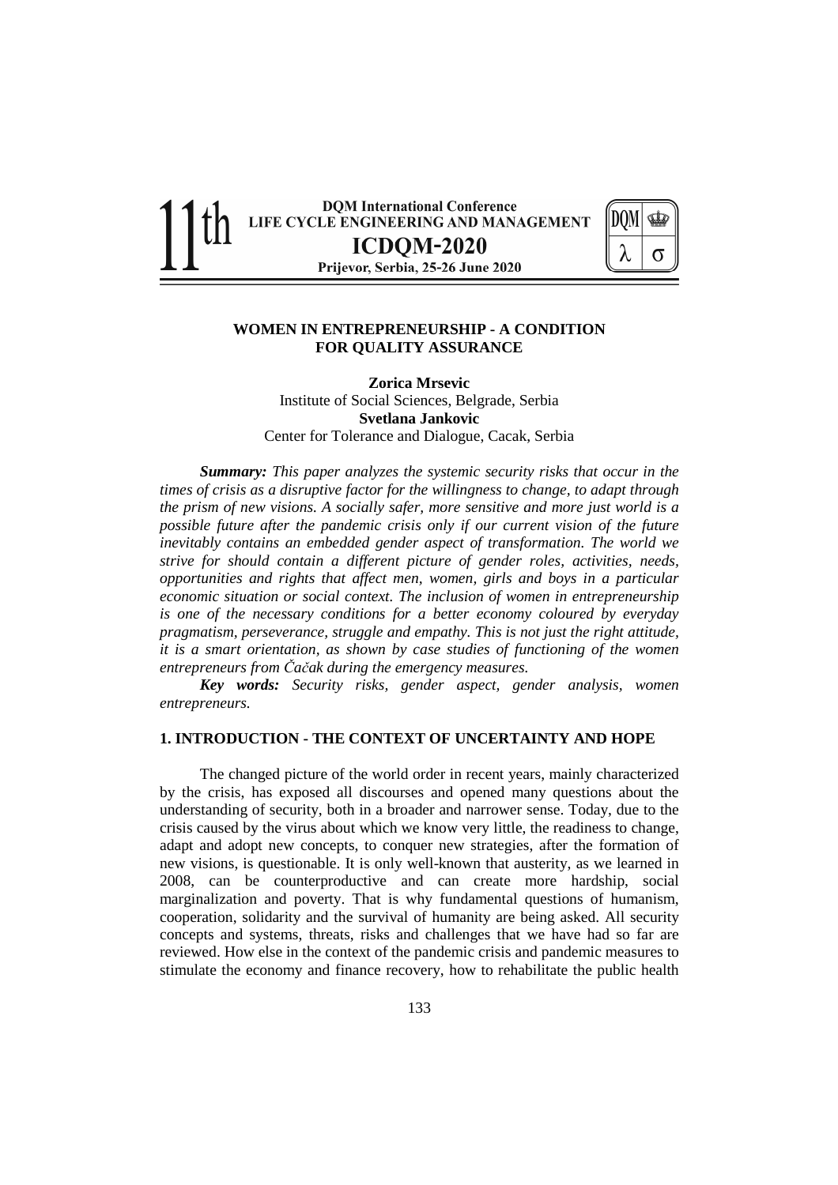# WOMEN IN ENTREPRENEURSHIP - A CONDITION FOR QUALITY ASSURANCE

**Zorica Mrsevic**
Institute of Social Sciences, Belgrade, Serbia
**Svetlana Jankovic**
Center for Tolerance and Dialogue, Cacak, Serbia

***Summary:*** *This paper analyzes the systemic security risks that occur in the times of crisis as a disruptive factor for the willingness to change, to adapt through the prism of new visions. A socially safer, more sensitive and more just world is a possible future after the pandemic crisis only if our current vision of the future inevitably contains an embedded gender aspect of transformation. The world we strive for should contain a different picture of gender roles, activities, needs, opportunities and rights that affect men, women, girls and boys in a particular economic situation or social context. The inclusion of women in entrepreneurship is one of the necessary conditions for a better economy coloured by everyday pragmatism, perseverance, struggle and empathy. This is not just the right attitude, it is a smart orientation, as shown by case studies of functioning of the women entrepreneurs from Čačak during the emergency measures.*

***Key words:*** *Security risks, gender aspect, gender analysis, women entrepreneurs.*

## 1. INTRODUCTION - THE CONTEXT OF UNCERTAINTY AND HOPE

The changed picture of the world order in recent years, mainly characterized by the crisis, has exposed all discourses and opened many questions about the understanding of security, both in a broader and narrower sense. Today, due to the crisis caused by the virus about which we know very little, the readiness to change, adapt and adopt new concepts, to conquer new strategies, after the formation of new visions, is questionable. It is only well-known that austerity, as we learned in 2008, can be counterproductive and can create more hardship, social marginalization and poverty. That is why fundamental questions of humanism, cooperation, solidarity and the survival of humanity are being asked. All security concepts and systems, threats, risks and challenges that we have had so far are reviewed. How else in the context of the pandemic crisis and pandemic measures to stimulate the economy and finance recovery, how to rehabilitate the public health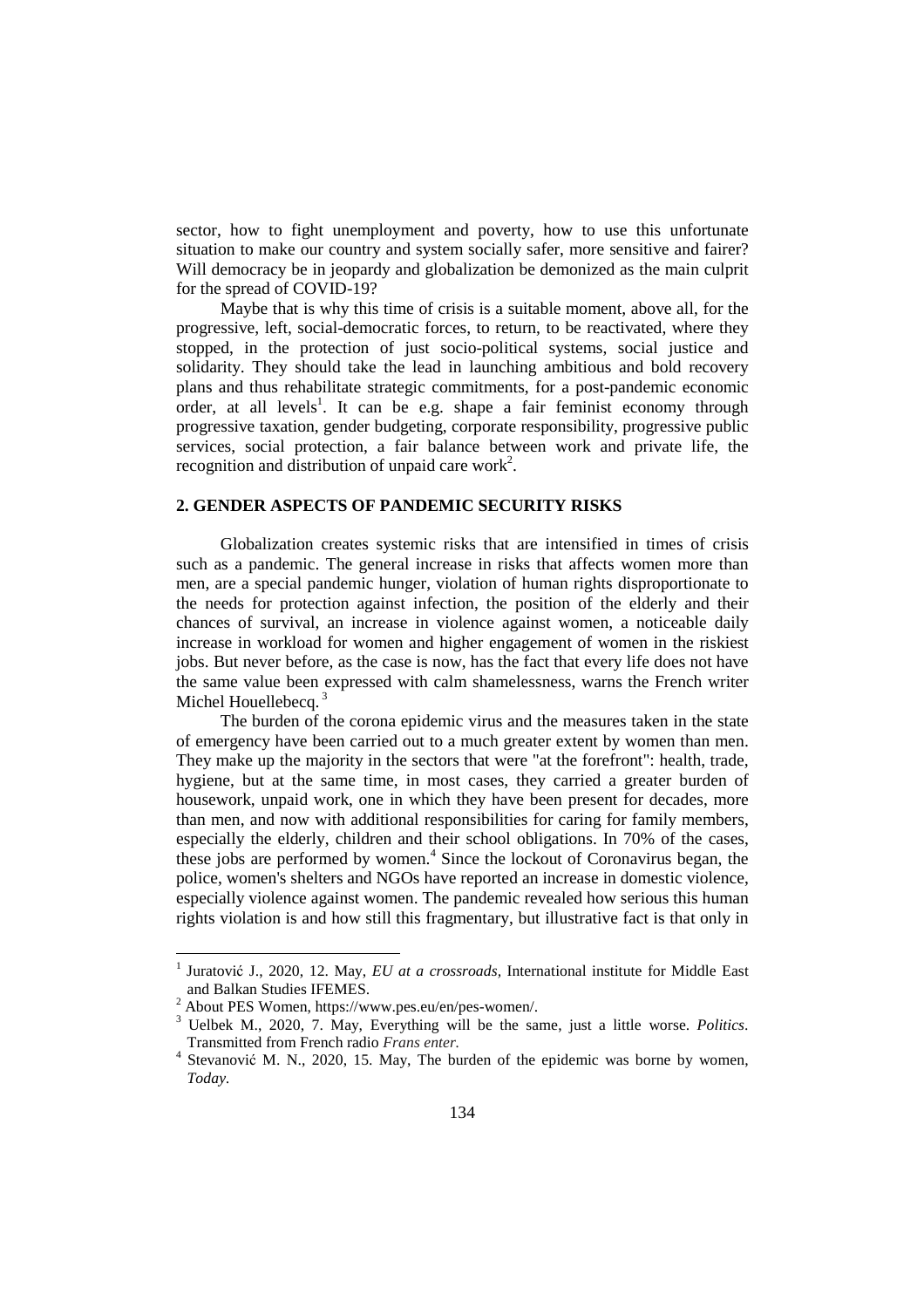sector, how to fight unemployment and poverty, how to use this unfortunate situation to make our country and system socially safer, more sensitive and fairer? Will democracy be in jeopardy and globalization be demonized as the main culprit for the spread of COVID-19?

Maybe that is why this time of crisis is a suitable moment, above all, for the progressive, left, social-democratic forces, to return, to be reactivated, where they stopped, in the protection of just socio-political systems, social justice and solidarity. They should take the lead in launching ambitious and bold recovery plans and thus rehabilitate strategic commitments, for a post-pandemic economic order, at all levels[1]. It can be e.g. shape a fair feminist economy through progressive taxation, gender budgeting, corporate responsibility, progressive public services, social protection, a fair balance between work and private life, the recognition and distribution of unpaid care work[2].

## 2. GENDER ASPECTS OF PANDEMIC SECURITY RISKS

Globalization creates systemic risks that are intensified in times of crisis such as a pandemic. The general increase in risks that affects women more than men, are a special pandemic hunger, violation of human rights disproportionate to the needs for protection against infection, the position of the elderly and their chances of survival, an increase in violence against women, a noticeable daily increase in workload for women and higher engagement of women in the riskiest jobs. But never before, as the case is now, has the fact that every life does not have the same value been expressed with calm shamelessness, warns the French writer Michel Houellebecq.[3]

The burden of the corona epidemic virus and the measures taken in the state of emergency have been carried out to a much greater extent by women than men. They make up the majority in the sectors that were "at the forefront": health, trade, hygiene, but at the same time, in most cases, they carried a greater burden of housework, unpaid work, one in which they have been present for decades, more than men, and now with additional responsibilities for caring for family members, especially the elderly, children and their school obligations. In 70% of the cases, these jobs are performed by women.[4] Since the lockout of Coronavirus began, the police, women's shelters and NGOs have reported an increase in domestic violence, especially violence against women. The pandemic revealed how serious this human rights violation is and how still this fragmentary, but illustrative fact is that only in

---

[1] Juratović J., 2020, 12. May, *EU at a crossroads*, International institute for Middle East and Balkan Studies IFEMES.

[2] About PES Women, https://www.pes.eu/en/pes-women/.

[3] Uelbek M., 2020, 7. May, Everything will be the same, just a little worse. *Politics*. Transmitted from French radio *Frans enter.*

[4] Stevanović M. N., 2020, 15. May, The burden of the epidemic was borne by women, *Today.*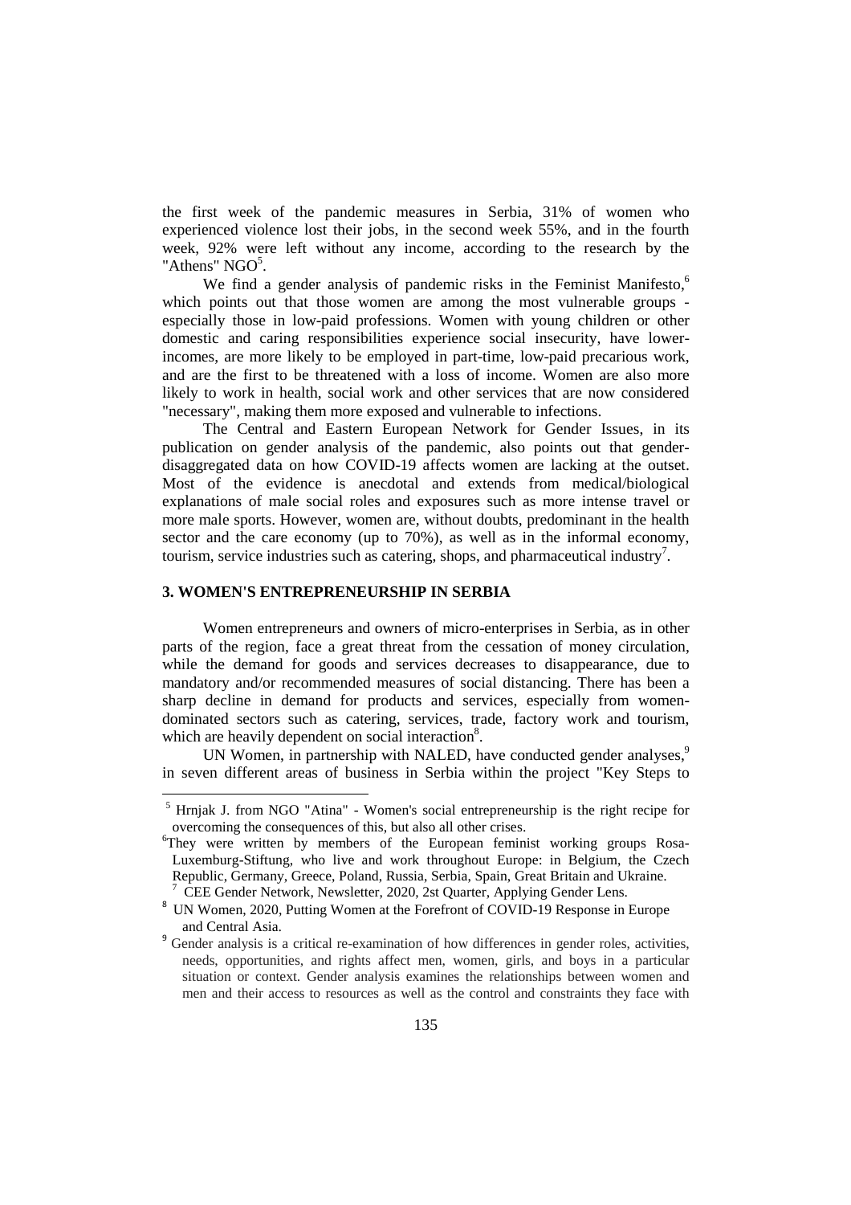the first week of the pandemic measures in Serbia, 31% of women who experienced violence lost their jobs, in the second week 55%, and in the fourth week, 92% were left without any income, according to the research by the "Athens" NGO[5].

We find a gender analysis of pandemic risks in the Feminist Manifesto,[6] which points out that those women are among the most vulnerable groups - especially those in low-paid professions. Women with young children or other domestic and caring responsibilities experience social insecurity, have lower-incomes, are more likely to be employed in part-time, low-paid precarious work, and are the first to be threatened with a loss of income. Women are also more likely to work in health, social work and other services that are now considered "necessary", making them more exposed and vulnerable to infections.

The Central and Eastern European Network for Gender Issues, in its publication on gender analysis of the pandemic, also points out that gender-disaggregated data on how COVID-19 affects women are lacking at the outset. Most of the evidence is anecdotal and extends from medical/biological explanations of male social roles and exposures such as more intense travel or more male sports. However, women are, without doubts, predominant in the health sector and the care economy (up to 70%), as well as in the informal economy, tourism, service industries such as catering, shops, and pharmaceutical industry[7].

## 3. WOMEN'S ENTREPRENEURSHIP IN SERBIA

Women entrepreneurs and owners of micro-enterprises in Serbia, as in other parts of the region, face a great threat from the cessation of money circulation, while the demand for goods and services decreases to disappearance, due to mandatory and/or recommended measures of social distancing. There has been a sharp decline in demand for products and services, especially from women-dominated sectors such as catering, services, trade, factory work and tourism, which are heavily dependent on social interaction[8].

UN Women, in partnership with NALED, have conducted gender analyses,[9] in seven different areas of business in Serbia within the project "Key Steps to

---

[5] Hrnjak J. from NGO "Atina" - Women's social entrepreneurship is the right recipe for overcoming the consequences of this, but also all other crises.

[6] They were written by members of the European feminist working groups Rosa-Luxemburg-Stiftung, who live and work throughout Europe: in Belgium, the Czech Republic, Germany, Greece, Poland, Russia, Serbia, Spain, Great Britain and Ukraine.

[7] CEE Gender Network, Newsletter, 2020, 2st Quarter, Applying Gender Lens.

[8] UN Women, 2020, Putting Women at the Forefront of COVID-19 Response in Europe and Central Asia.

[9] Gender analysis is a critical re-examination of how differences in gender roles, activities, needs, opportunities, and rights affect men, women, girls, and boys in a particular situation or context. Gender analysis examines the relationships between women and men and their access to resources as well as the control and constraints they face with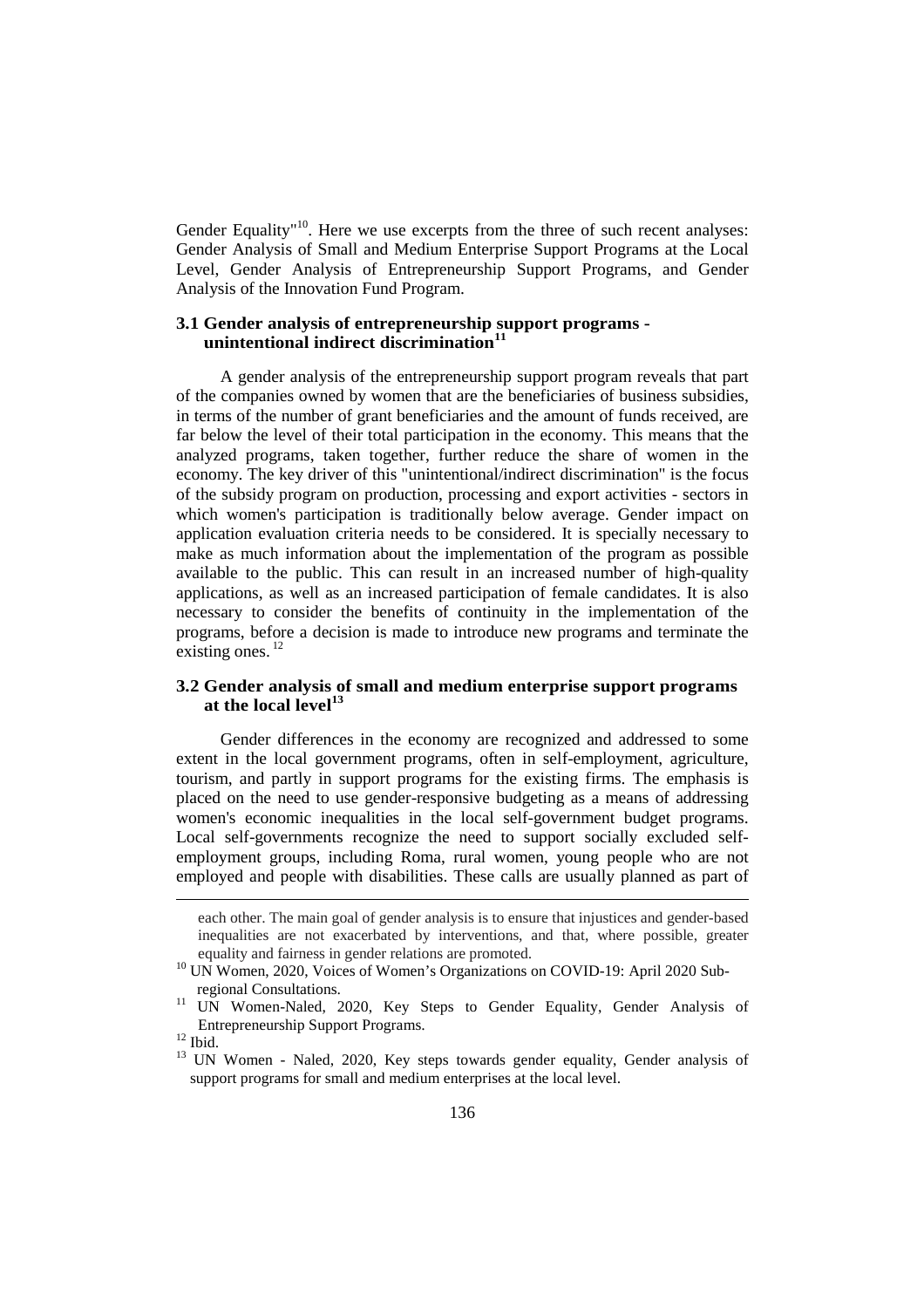Gender Equality"[10]. Here we use excerpts from the three of such recent analyses: Gender Analysis of Small and Medium Enterprise Support Programs at the Local Level, Gender Analysis of Entrepreneurship Support Programs, and Gender Analysis of the Innovation Fund Program.

### 3.1 Gender analysis of entrepreneurship support programs - unintentional indirect discrimination[11]

A gender analysis of the entrepreneurship support program reveals that part of the companies owned by women that are the beneficiaries of business subsidies, in terms of the number of grant beneficiaries and the amount of funds received, are far below the level of their total participation in the economy. This means that the analyzed programs, taken together, further reduce the share of women in the economy. The key driver of this "unintentional/indirect discrimination" is the focus of the subsidy program on production, processing and export activities - sectors in which women's participation is traditionally below average. Gender impact on application evaluation criteria needs to be considered. It is specially necessary to make as much information about the implementation of the program as possible available to the public. This can result in an increased number of high-quality applications, as well as an increased participation of female candidates. It is also necessary to consider the benefits of continuity in the implementation of the programs, before a decision is made to introduce new programs and terminate the existing ones. [12]

### 3.2 Gender analysis of small and medium enterprise support programs at the local level[13]

Gender differences in the economy are recognized and addressed to some extent in the local government programs, often in self-employment, agriculture, tourism, and partly in support programs for the existing firms. The emphasis is placed on the need to use gender-responsive budgeting as a means of addressing women's economic inequalities in the local self-government budget programs. Local self-governments recognize the need to support socially excluded self-employment groups, including Roma, rural women, young people who are not employed and people with disabilities. These calls are usually planned as part of

---

each other. The main goal of gender analysis is to ensure that injustices and gender-based inequalities are not exacerbated by interventions, and that, where possible, greater equality and fairness in gender relations are promoted.

[10] UN Women, 2020, Voices of Women's Organizations on COVID-19: April 2020 Sub-regional Consultations.

[11] UN Women-Naled, 2020, Key Steps to Gender Equality, Gender Analysis of Entrepreneurship Support Programs.

[12] Ibid.

[13] UN Women - Naled, 2020, Key steps towards gender equality, Gender analysis of support programs for small and medium enterprises at the local level.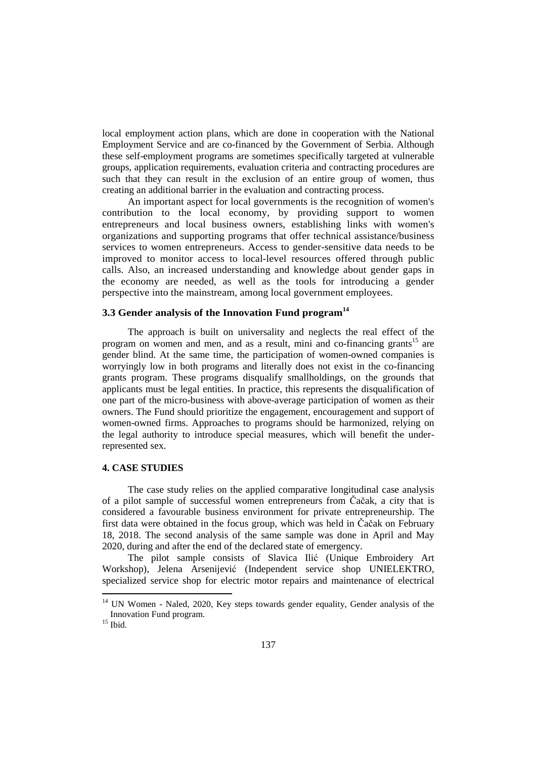local employment action plans, which are done in cooperation with the National Employment Service and are co-financed by the Government of Serbia. Although these self-employment programs are sometimes specifically targeted at vulnerable groups, application requirements, evaluation criteria and contracting procedures are such that they can result in the exclusion of an entire group of women, thus creating an additional barrier in the evaluation and contracting process.

An important aspect for local governments is the recognition of women's contribution to the local economy, by providing support to women entrepreneurs and local business owners, establishing links with women's organizations and supporting programs that offer technical assistance/business services to women entrepreneurs. Access to gender-sensitive data needs to be improved to monitor access to local-level resources offered through public calls. Also, an increased understanding and knowledge about gender gaps in the economy are needed, as well as the tools for introducing a gender perspective into the mainstream, among local government employees.

### 3.3 Gender analysis of the Innovation Fund program[14]

The approach is built on universality and neglects the real effect of the program on women and men, and as a result, mini and co-financing grants[15] are gender blind. At the same time, the participation of women-owned companies is worryingly low in both programs and literally does not exist in the co-financing grants program. These programs disqualify smallholdings, on the grounds that applicants must be legal entities. In practice, this represents the disqualification of one part of the micro-business with above-average participation of women as their owners. The Fund should prioritize the engagement, encouragement and support of women-owned firms. Approaches to programs should be harmonized, relying on the legal authority to introduce special measures, which will benefit the under-represented sex.

## 4. CASE STUDIES

The case study relies on the applied comparative longitudinal case analysis of a pilot sample of successful women entrepreneurs from Čačak, a city that is considered a favourable business environment for private entrepreneurship. The first data were obtained in the focus group, which was held in Čačak on February 18, 2018. The second analysis of the same sample was done in April and May 2020, during and after the end of the declared state of emergency.

The pilot sample consists of Slavica Ilić (Unique Embroidery Art Workshop), Jelena Arsenijević (Independent service shop UNIELEKTRO, specialized service shop for electric motor repairs and maintenance of electrical

---

[14] UN Women - Naled, 2020, Key steps towards gender equality, Gender analysis of the Innovation Fund program.

[15] Ibid.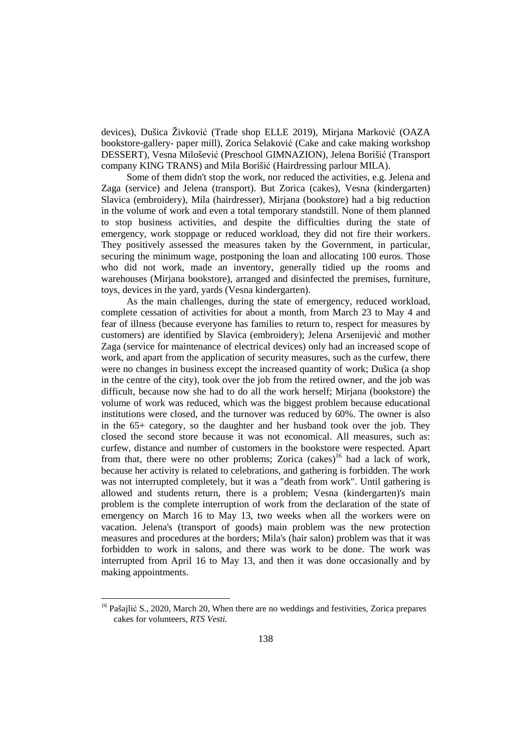devices), Dušica Živković (Trade shop ELLE 2019), Mirjana Marković (OAZA bookstore-gallery- paper mill), Zorica Selaković (Cake and cake making workshop DESSERT), Vesna Milošević (Preschool GIMNAZION), Jelena Borišić (Transport company KING TRANS) and Mila Borišić (Hairdressing parlour MILA).

Some of them didn't stop the work, nor reduced the activities, e.g. Jelena and Zaga (service) and Jelena (transport). But Zorica (cakes), Vesna (kindergarten) Slavica (embroidery), Mila (hairdresser), Mirjana (bookstore) had a big reduction in the volume of work and even a total temporary standstill. None of them planned to stop business activities, and despite the difficulties during the state of emergency, work stoppage or reduced workload, they did not fire their workers. They positively assessed the measures taken by the Government, in particular, securing the minimum wage, postponing the loan and allocating 100 euros. Those who did not work, made an inventory, generally tidied up the rooms and warehouses (Mirjana bookstore), arranged and disinfected the premises, furniture, toys, devices in the yard, yards (Vesna kindergarten).

As the main challenges, during the state of emergency, reduced workload, complete cessation of activities for about a month, from March 23 to May 4 and fear of illness (because everyone has families to return to, respect for measures by customers) are identified by Slavica (embroidery); Jelena Arsenijević and mother Zaga (service for maintenance of electrical devices) only had an increased scope of work, and apart from the application of security measures, such as the curfew, there were no changes in business except the increased quantity of work; Dušica (a shop in the centre of the city), took over the job from the retired owner, and the job was difficult, because now she had to do all the work herself; Mirjana (bookstore) the volume of work was reduced, which was the biggest problem because educational institutions were closed, and the turnover was reduced by 60%. The owner is also in the 65+ category, so the daughter and her husband took over the job. They closed the second store because it was not economical. All measures, such as: curfew, distance and number of customers in the bookstore were respected. Apart from that, there were no other problems; Zorica (cakes)[16] had a lack of work, because her activity is related to celebrations, and gathering is forbidden. The work was not interrupted completely, but it was a "death from work". Until gathering is allowed and students return, there is a problem; Vesna (kindergarten)'s main problem is the complete interruption of work from the declaration of the state of emergency on March 16 to May 13, two weeks when all the workers were on vacation. Jelena's (transport of goods) main problem was the new protection measures and procedures at the borders; Mila's (hair salon) problem was that it was forbidden to work in salons, and there was work to be done. The work was interrupted from April 16 to May 13, and then it was done occasionally and by making appointments.

---

[16] Pašajlić S., 2020, March 20, When there are no weddings and festivities, Zorica prepares cakes for volunteers, *RTS Vesti.*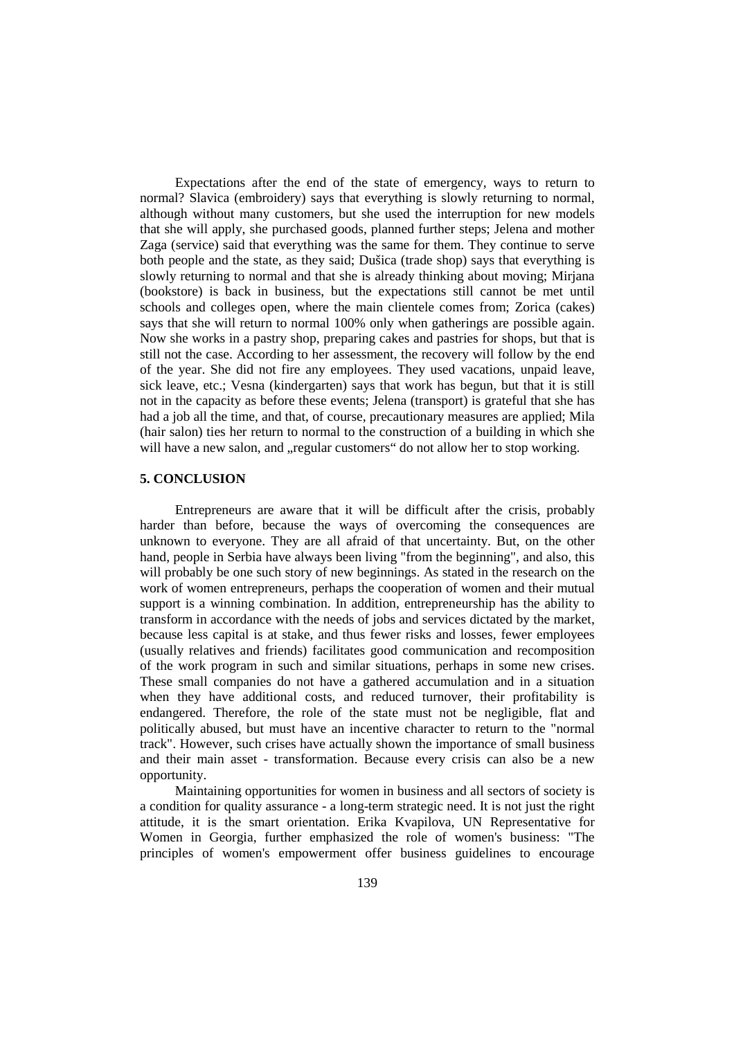Expectations after the end of the state of emergency, ways to return to normal? Slavica (embroidery) says that everything is slowly returning to normal, although without many customers, but she used the interruption for new models that she will apply, she purchased goods, planned further steps; Jelena and mother Zaga (service) said that everything was the same for them. They continue to serve both people and the state, as they said; Dušica (trade shop) says that everything is slowly returning to normal and that she is already thinking about moving; Mirjana (bookstore) is back in business, but the expectations still cannot be met until schools and colleges open, where the main clientele comes from; Zorica (cakes) says that she will return to normal 100% only when gatherings are possible again. Now she works in a pastry shop, preparing cakes and pastries for shops, but that is still not the case. According to her assessment, the recovery will follow by the end of the year. She did not fire any employees. They used vacations, unpaid leave, sick leave, etc.; Vesna (kindergarten) says that work has begun, but that it is still not in the capacity as before these events; Jelena (transport) is grateful that she has had a job all the time, and that, of course, precautionary measures are applied; Mila (hair salon) ties her return to normal to the construction of a building in which she will have a new salon, and „regular customers“ do not allow her to stop working.

## 5. CONCLUSION

Entrepreneurs are aware that it will be difficult after the crisis, probably harder than before, because the ways of overcoming the consequences are unknown to everyone. They are all afraid of that uncertainty. But, on the other hand, people in Serbia have always been living "from the beginning", and also, this will probably be one such story of new beginnings. As stated in the research on the work of women entrepreneurs, perhaps the cooperation of women and their mutual support is a winning combination. In addition, entrepreneurship has the ability to transform in accordance with the needs of jobs and services dictated by the market, because less capital is at stake, and thus fewer risks and losses, fewer employees (usually relatives and friends) facilitates good communication and recomposition of the work program in such and similar situations, perhaps in some new crises. These small companies do not have a gathered accumulation and in a situation when they have additional costs, and reduced turnover, their profitability is endangered. Therefore, the role of the state must not be negligible, flat and politically abused, but must have an incentive character to return to the "normal track". However, such crises have actually shown the importance of small business and their main asset - transformation. Because every crisis can also be a new opportunity.

Maintaining opportunities for women in business and all sectors of society is a condition for quality assurance - a long-term strategic need. It is not just the right attitude, it is the smart orientation. Erika Kvapilova, UN Representative for Women in Georgia, further emphasized the role of women's business: "The principles of women's empowerment offer business guidelines to encourage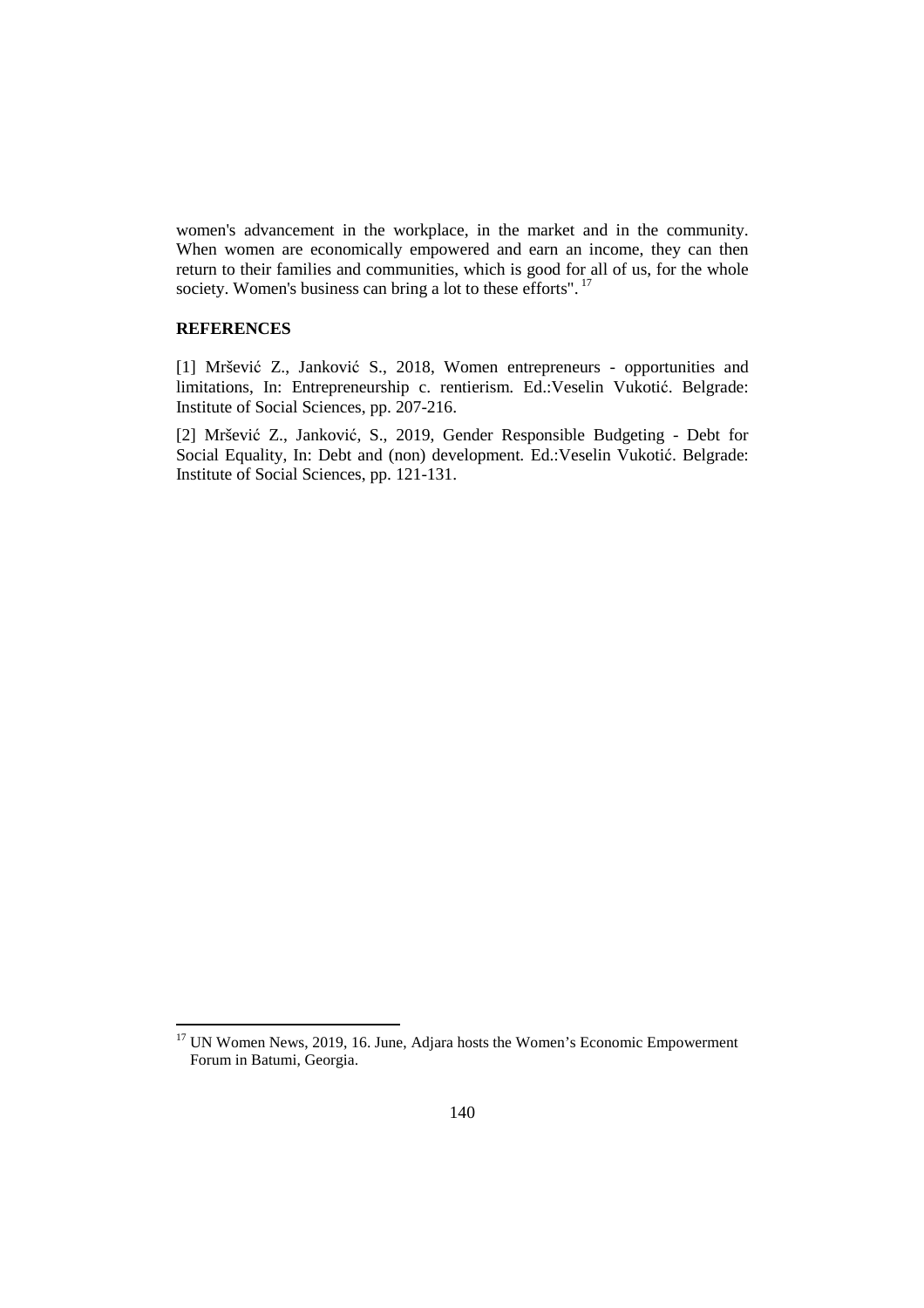women's advancement in the workplace, in the market and in the community. When women are economically empowered and earn an income, they can then return to their families and communities, which is good for all of us, for the whole society. Women's business can bring a lot to these efforts". [17]

## REFERENCES

[1] Mršević Z., Janković S., 2018, Women entrepreneurs - opportunities and limitations, In: Entrepreneurship c. rentierism. Ed.:Veselin Vukotić. Belgrade: Institute of Social Sciences, pp. 207-216.

[2] Mršević Z., Janković, S., 2019, Gender Responsible Budgeting - Debt for Social Equality, In: Debt and (non) development. Ed.:Veselin Vukotić. Belgrade: Institute of Social Sciences, pp. 121-131.

---

[17] UN Women News, 2019, 16. June, Adjara hosts the Women's Economic Empowerment Forum in Batumi, Georgia.